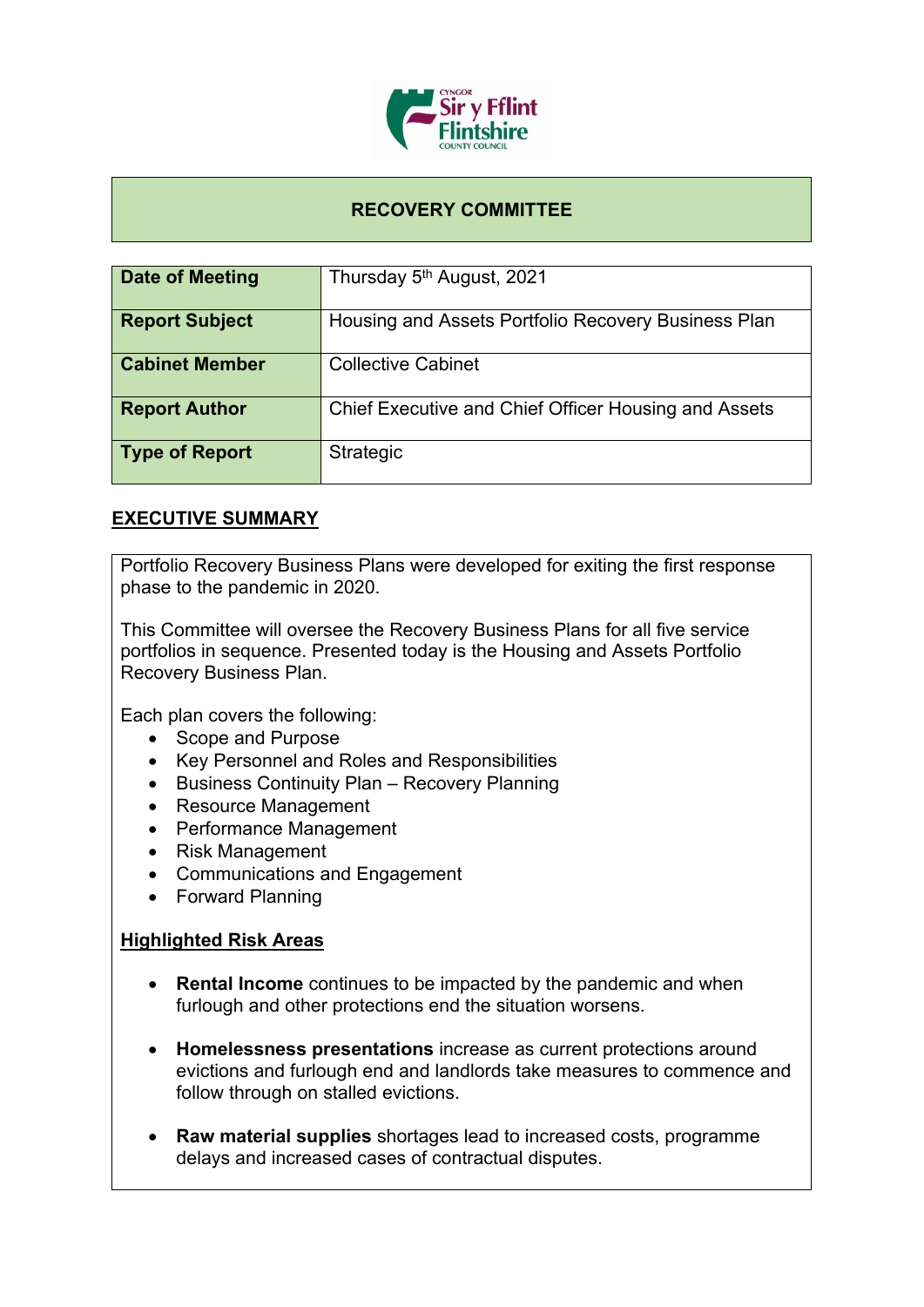## RECOVERY COMMITTEE

| | |
|---|---|
| **Date of Meeting** | Thursday 5th August, 2021 |
| **Report Subject** | Housing and Assets Portfolio Recovery Business Plan |
| **Cabinet Member** | Collective Cabinet |
| **Report Author** | Chief Executive and Chief Officer Housing and Assets |
| **Type of Report** | Strategic |

## EXECUTIVE SUMMARY

Portfolio Recovery Business Plans were developed for exiting the first response phase to the pandemic in 2020.

This Committee will oversee the Recovery Business Plans for all five service portfolios in sequence. Presented today is the Housing and Assets Portfolio Recovery Business Plan.

Each plan covers the following:

- Scope and Purpose
- Key Personnel and Roles and Responsibilities
- Business Continuity Plan – Recovery Planning
- Resource Management
- Performance Management
- Risk Management
- Communications and Engagement
- Forward Planning

### Highlighted Risk Areas

- **Rental Income** continues to be impacted by the pandemic and when furlough and other protections end the situation worsens.
- **Homelessness presentations** increase as current protections around evictions and furlough end and landlords take measures to commence and follow through on stalled evictions.
- **Raw material supplies** shortages lead to increased costs, programme delays and increased cases of contractual disputes.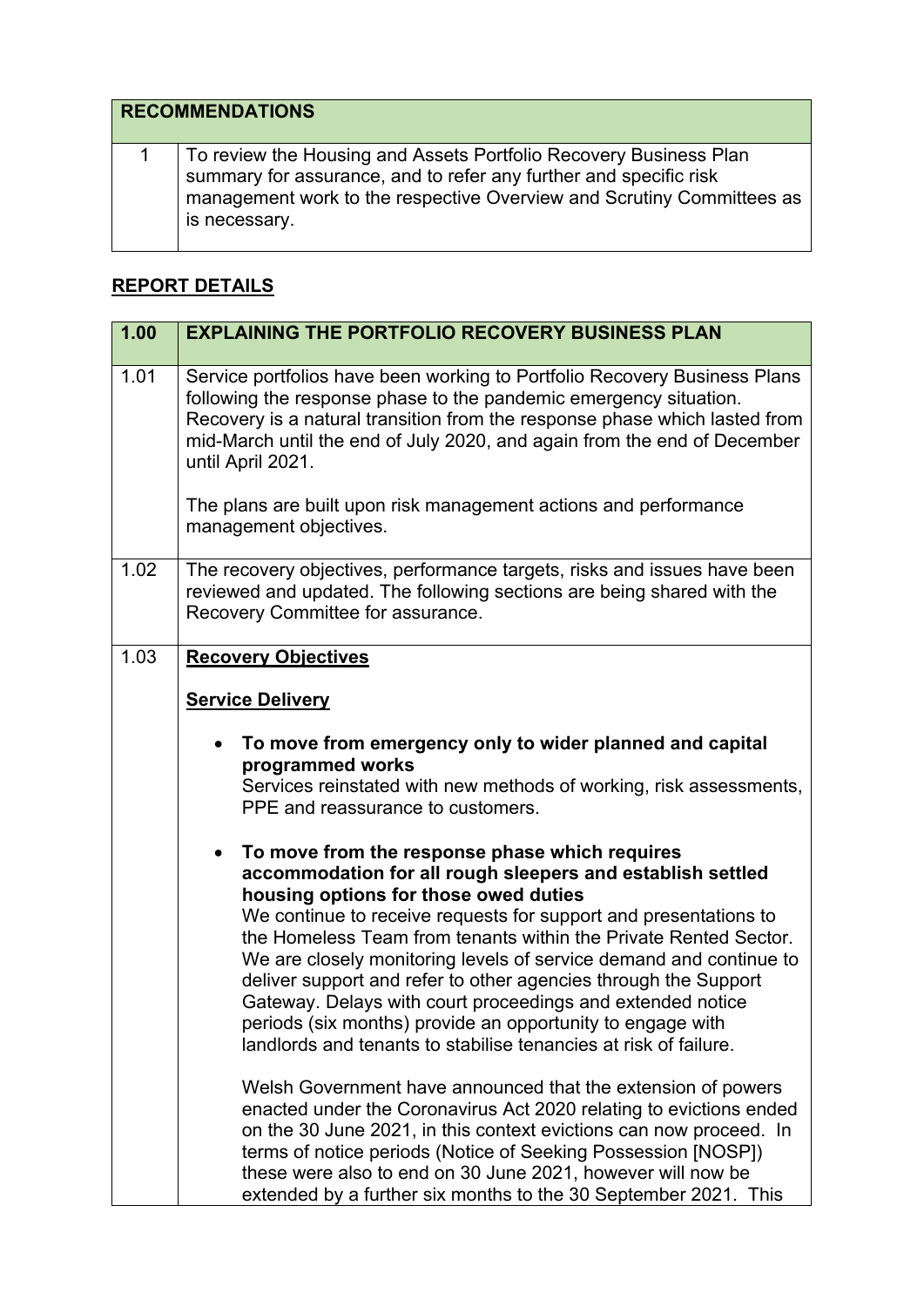| RECOMMENDATIONS | |
|---|---|
| 1 | To review the Housing and Assets Portfolio Recovery Business Plan summary for assurance, and to refer any further and specific risk management work to the respective Overview and Scrutiny Committees as is necessary. |

## REPORT DETAILS

| 1.00 | EXPLAINING THE PORTFOLIO RECOVERY BUSINESS PLAN |
|---|---|
| 1.01 | Service portfolios have been working to Portfolio Recovery Business Plans following the response phase to the pandemic emergency situation. Recovery is a natural transition from the response phase which lasted from mid-March until the end of July 2020, and again from the end of December until April 2021.<br><br>The plans are built upon risk management actions and performance management objectives. |
| 1.02 | The recovery objectives, performance targets, risks and issues have been reviewed and updated. The following sections are being shared with the Recovery Committee for assurance. |
| 1.03 | **Recovery Objectives**<br><br>**Service Delivery**<br><br>• **To move from emergency only to wider planned and capital programmed works**<br>Services reinstated with new methods of working, risk assessments, PPE and reassurance to customers.<br><br>• **To move from the response phase which requires accommodation for all rough sleepers and establish settled housing options for those owed duties**<br>We continue to receive requests for support and presentations to the Homeless Team from tenants within the Private Rented Sector. We are closely monitoring levels of service demand and continue to deliver support and refer to other agencies through the Support Gateway. Delays with court proceedings and extended notice periods (six months) provide an opportunity to engage with landlords and tenants to stabilise tenancies at risk of failure.<br><br>Welsh Government have announced that the extension of powers enacted under the Coronavirus Act 2020 relating to evictions ended on the 30 June 2021, in this context evictions can now proceed. In terms of notice periods (Notice of Seeking Possession [NOSP]) these were also to end on 30 June 2021, however will now be extended by a further six months to the 30 September 2021. This |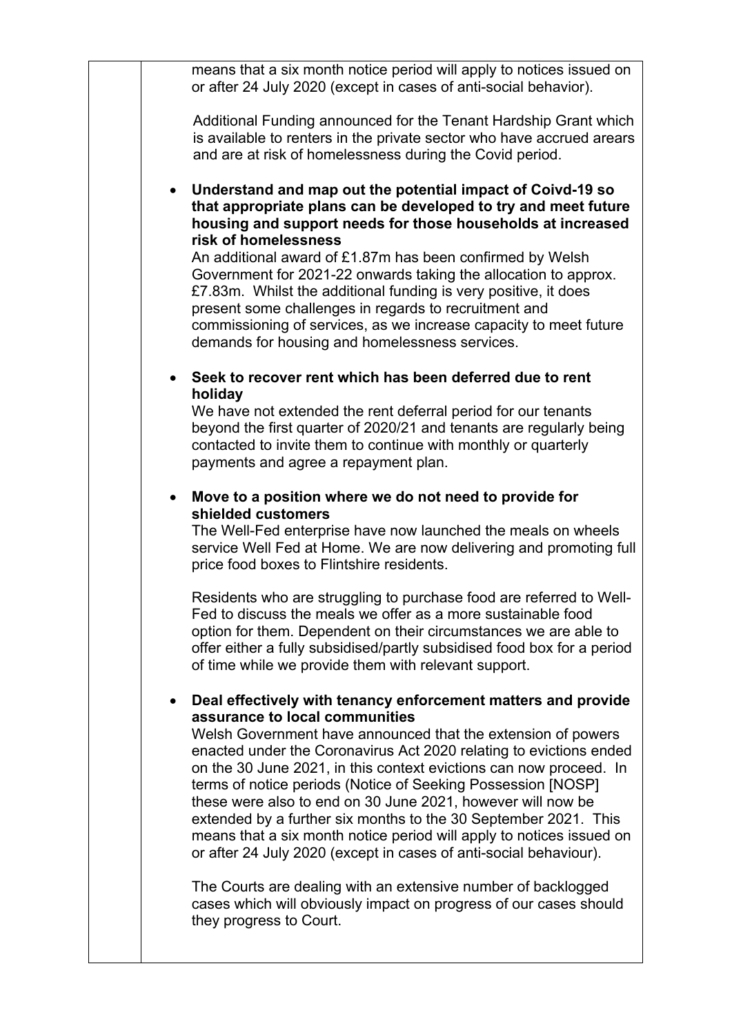means that a six month notice period will apply to notices issued on or after 24 July 2020 (except in cases of anti-social behavior).

Additional Funding announced for the Tenant Hardship Grant which is available to renters in the private sector who have accrued arears and are at risk of homelessness during the Covid period.

- **Understand and map out the potential impact of Coivd-19 so that appropriate plans can be developed to try and meet future housing and support needs for those households at increased risk of homelessness**
  An additional award of £1.87m has been confirmed by Welsh Government for 2021-22 onwards taking the allocation to approx. £7.83m. Whilst the additional funding is very positive, it does present some challenges in regards to recruitment and commissioning of services, as we increase capacity to meet future demands for housing and homelessness services.

- **Seek to recover rent which has been deferred due to rent holiday**
  We have not extended the rent deferral period for our tenants beyond the first quarter of 2020/21 and tenants are regularly being contacted to invite them to continue with monthly or quarterly payments and agree a repayment plan.

- **Move to a position where we do not need to provide for shielded customers**
  The Well-Fed enterprise have now launched the meals on wheels service Well Fed at Home. We are now delivering and promoting full price food boxes to Flintshire residents.

  Residents who are struggling to purchase food are referred to Well-Fed to discuss the meals we offer as a more sustainable food option for them. Dependent on their circumstances we are able to offer either a fully subsidised/partly subsidised food box for a period of time while we provide them with relevant support.

- **Deal effectively with tenancy enforcement matters and provide assurance to local communities**
  Welsh Government have announced that the extension of powers enacted under the Coronavirus Act 2020 relating to evictions ended on the 30 June 2021, in this context evictions can now proceed. In terms of notice periods (Notice of Seeking Possession [NOSP] these were also to end on 30 June 2021, however will now be extended by a further six months to the 30 September 2021. This means that a six month notice period will apply to notices issued on or after 24 July 2020 (except in cases of anti-social behaviour).

  The Courts are dealing with an extensive number of backlogged cases which will obviously impact on progress of our cases should they progress to Court.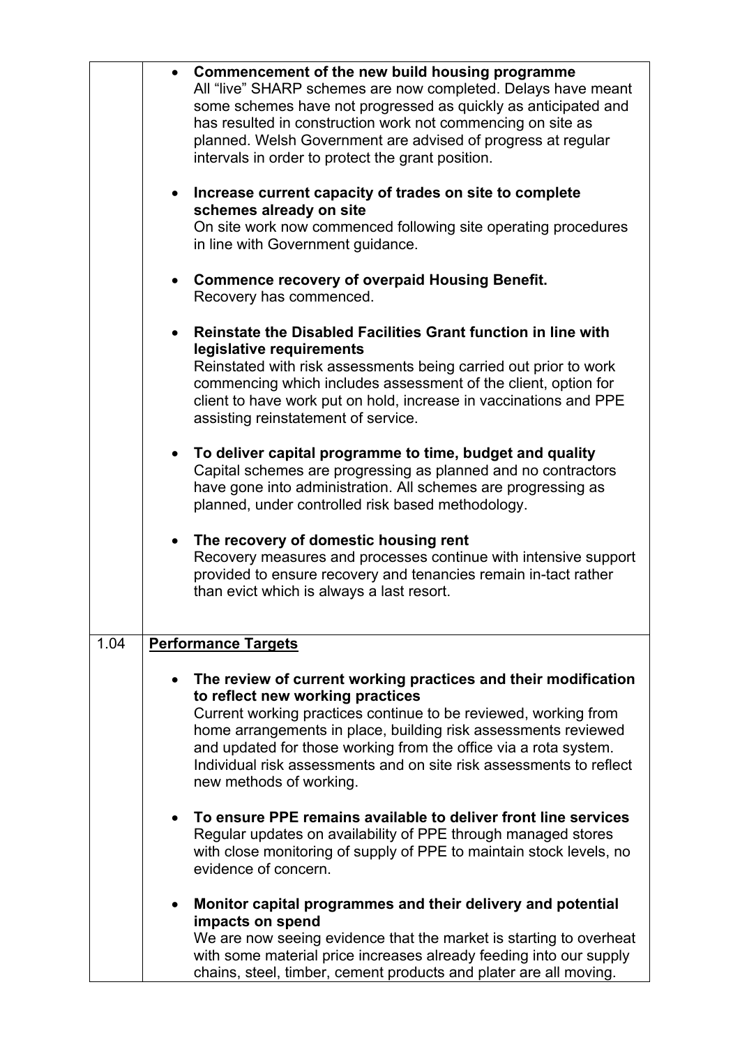| | |
|---|---|
| | • **Commencement of the new build housing programme**<br>All "live" SHARP schemes are now completed. Delays have meant some schemes have not progressed as quickly as anticipated and has resulted in construction work not commencing on site as planned. Welsh Government are advised of progress at regular intervals in order to protect the grant position.<br><br>• **Increase current capacity of trades on site to complete schemes already on site**<br>On site work now commenced following site operating procedures in line with Government guidance.<br><br>• **Commence recovery of overpaid Housing Benefit.**<br>Recovery has commenced.<br><br>• **Reinstate the Disabled Facilities Grant function in line with legislative requirements**<br>Reinstated with risk assessments being carried out prior to work commencing which includes assessment of the client, option for client to have work put on hold, increase in vaccinations and PPE assisting reinstatement of service.<br><br>• **To deliver capital programme to time, budget and quality**<br>Capital schemes are progressing as planned and no contractors have gone into administration. All schemes are progressing as planned, under controlled risk based methodology.<br><br>• **The recovery of domestic housing rent**<br>Recovery measures and processes continue with intensive support provided to ensure recovery and tenancies remain in-tact rather than evict which is always a last resort. |
| 1.04 | **<u>Performance Targets</u>**<br><br>• **The review of current working practices and their modification to reflect new working practices**<br>Current working practices continue to be reviewed, working from home arrangements in place, building risk assessments reviewed and updated for those working from the office via a rota system. Individual risk assessments and on site risk assessments to reflect new methods of working.<br><br>• **To ensure PPE remains available to deliver front line services**<br>Regular updates on availability of PPE through managed stores with close monitoring of supply of PPE to maintain stock levels, no evidence of concern.<br><br>• **Monitor capital programmes and their delivery and potential impacts on spend**<br>We are now seeing evidence that the market is starting to overheat with some material price increases already feeding into our supply chains, steel, timber, cement products and plater are all moving. |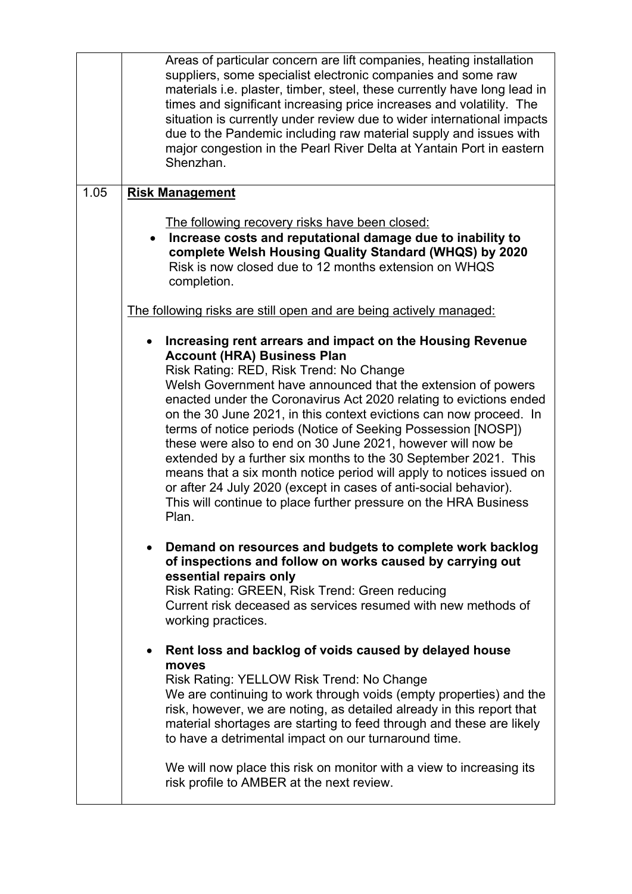| | |
|---|---|
| | Areas of particular concern are lift companies, heating installation suppliers, some specialist electronic companies and some raw materials i.e. plaster, timber, steel, these currently have long lead in times and significant increasing price increases and volatility. The situation is currently under review due to wider international impacts due to the Pandemic including raw material supply and issues with major congestion in the Pearl River Delta at Yantain Port in eastern Shenzhan. |
| 1.05 | **Risk Management**<br><br>The following recovery risks have been closed:<br>• **Increase costs and reputational damage due to inability to complete Welsh Housing Quality Standard (WHQS) by 2020** Risk is now closed due to 12 months extension on WHQS completion.<br><br>The following risks are still open and are being actively managed:<br><br>• **Increasing rent arrears and impact on the Housing Revenue Account (HRA) Business Plan**<br>Risk Rating: RED, Risk Trend: No Change<br>Welsh Government have announced that the extension of powers enacted under the Coronavirus Act 2020 relating to evictions ended on the 30 June 2021, in this context evictions can now proceed. In terms of notice periods (Notice of Seeking Possession [NOSP]) these were also to end on 30 June 2021, however will now be extended by a further six months to the 30 September 2021. This means that a six month notice period will apply to notices issued on or after 24 July 2020 (except in cases of anti-social behavior). This will continue to place further pressure on the HRA Business Plan.<br><br>• **Demand on resources and budgets to complete work backlog of inspections and follow on works caused by carrying out essential repairs only**<br>Risk Rating: GREEN, Risk Trend: Green reducing<br>Current risk deceased as services resumed with new methods of working practices.<br><br>• **Rent loss and backlog of voids caused by delayed house moves**<br>Risk Rating: YELLOW Risk Trend: No Change<br>We are continuing to work through voids (empty properties) and the risk, however, we are noting, as detailed already in this report that material shortages are starting to feed through and these are likely to have a detrimental impact on our turnaround time.<br><br>We will now place this risk on monitor with a view to increasing its risk profile to AMBER at the next review. |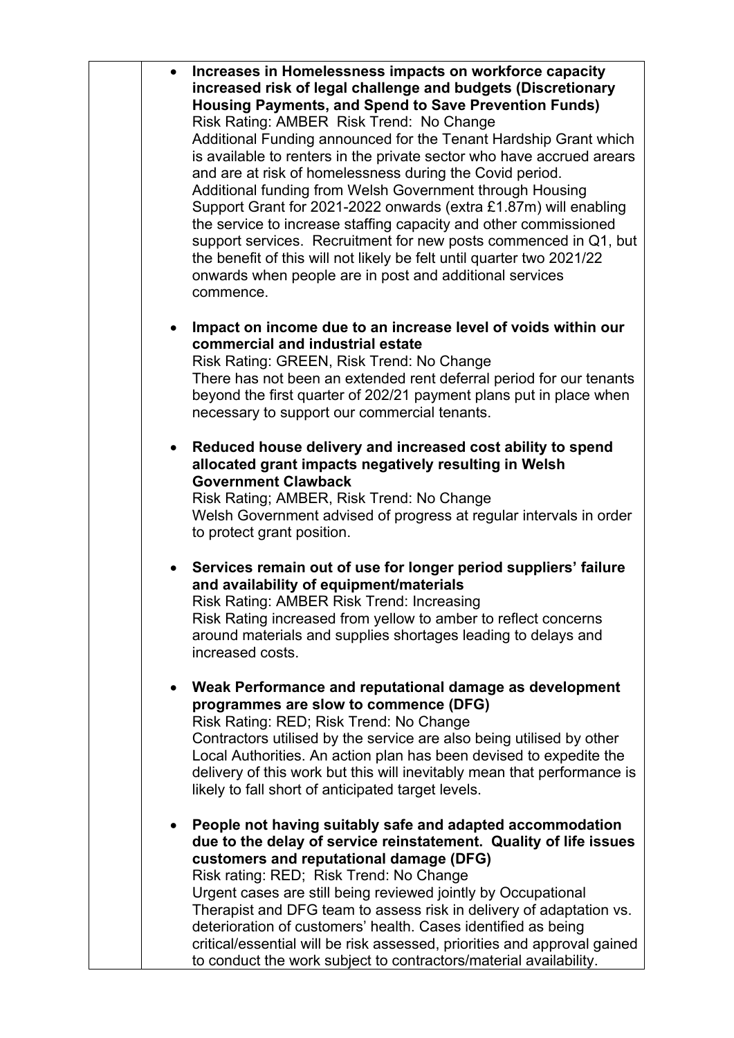- **Increases in Homelessness impacts on workforce capacity increased risk of legal challenge and budgets (Discretionary Housing Payments, and Spend to Save Prevention Funds)**
  Risk Rating: AMBER Risk Trend: No Change
  Additional Funding announced for the Tenant Hardship Grant which is available to renters in the private sector who have accrued arears and are at risk of homelessness during the Covid period. Additional funding from Welsh Government through Housing Support Grant for 2021-2022 onwards (extra £1.87m) will enabling the service to increase staffing capacity and other commissioned support services. Recruitment for new posts commenced in Q1, but the benefit of this will not likely be felt until quarter two 2021/22 onwards when people are in post and additional services commence.

- **Impact on income due to an increase level of voids within our commercial and industrial estate**
  Risk Rating: GREEN, Risk Trend: No Change
  There has not been an extended rent deferral period for our tenants beyond the first quarter of 202/21 payment plans put in place when necessary to support our commercial tenants.

- **Reduced house delivery and increased cost ability to spend allocated grant impacts negatively resulting in Welsh Government Clawback**
  Risk Rating; AMBER, Risk Trend: No Change
  Welsh Government advised of progress at regular intervals in order to protect grant position.

- **Services remain out of use for longer period suppliers' failure and availability of equipment/materials**
  Risk Rating: AMBER Risk Trend: Increasing
  Risk Rating increased from yellow to amber to reflect concerns around materials and supplies shortages leading to delays and increased costs.

- **Weak Performance and reputational damage as development programmes are slow to commence (DFG)**
  Risk Rating: RED; Risk Trend: No Change
  Contractors utilised by the service are also being utilised by other Local Authorities. An action plan has been devised to expedite the delivery of this work but this will inevitably mean that performance is likely to fall short of anticipated target levels.

- **People not having suitably safe and adapted accommodation due to the delay of service reinstatement. Quality of life issues customers and reputational damage (DFG)**
  Risk rating: RED; Risk Trend: No Change
  Urgent cases are still being reviewed jointly by Occupational Therapist and DFG team to assess risk in delivery of adaptation vs. deterioration of customers' health. Cases identified as being critical/essential will be risk assessed, priorities and approval gained to conduct the work subject to contractors/material availability.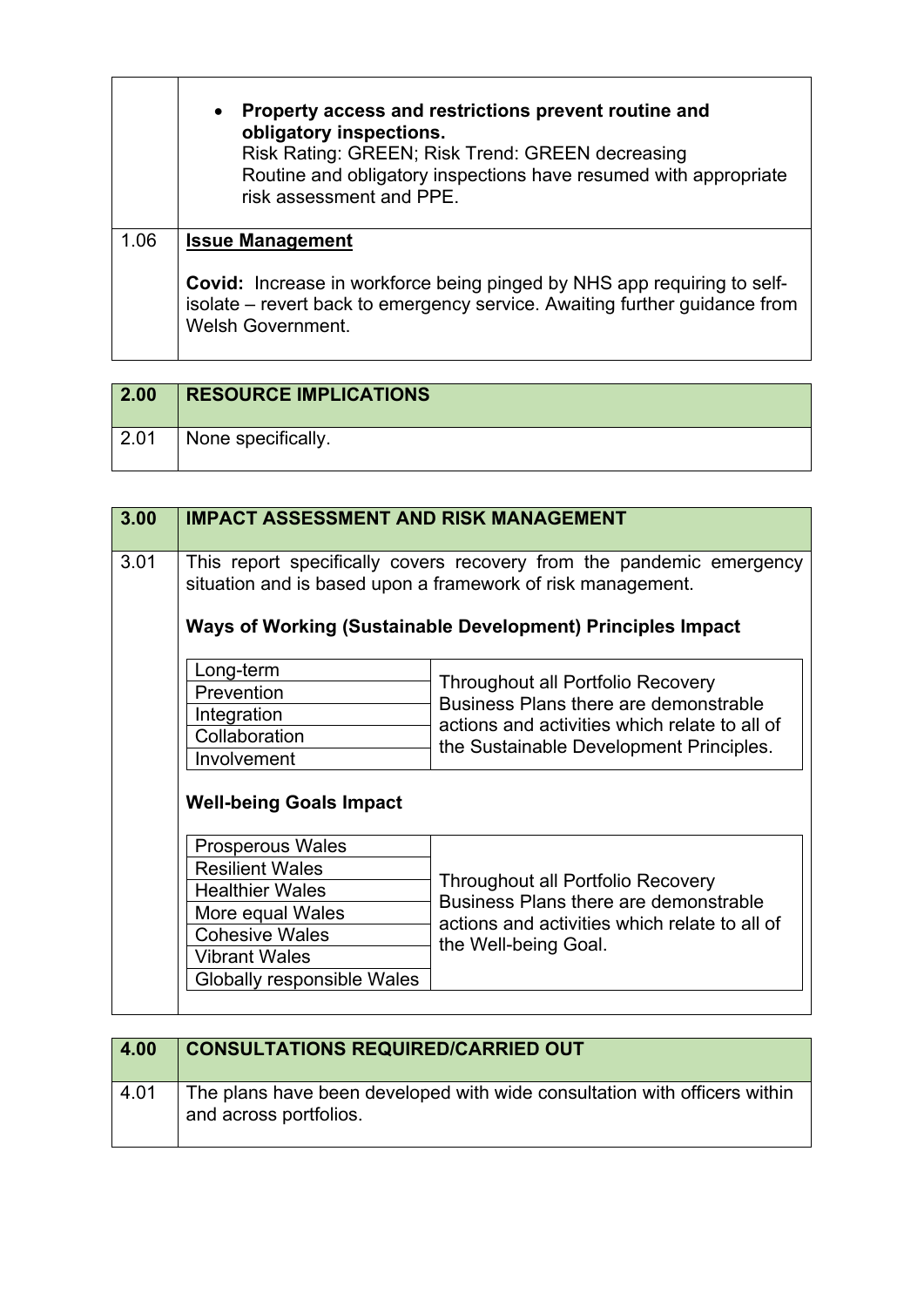| | |
|---|---|
| | • **Property access and restrictions prevent routine and obligatory inspections.**<br>Risk Rating: GREEN; Risk Trend: GREEN decreasing<br>Routine and obligatory inspections have resumed with appropriate risk assessment and PPE. |
| 1.06 | **Issue Management**<br><br>**Covid:** Increase in workforce being pinged by NHS app requiring to self-isolate – revert back to emergency service. Awaiting further guidance from Welsh Government. |

| 2.00 | RESOURCE IMPLICATIONS |
|---|---|
| 2.01 | None specifically. |

| 3.00 | IMPACT ASSESSMENT AND RISK MANAGEMENT |
|---|---|
| 3.01 | This report specifically covers recovery from the pandemic emergency situation and is based upon a framework of risk management. |

**Ways of Working (Sustainable Development) Principles Impact**

| | |
|---|---|
| Long-term | Throughout all Portfolio Recovery Business Plans there are demonstrable actions and activities which relate to all of the Sustainable Development Principles. |
| Prevention | |
| Integration | |
| Collaboration | |
| Involvement | |

**Well-being Goals Impact**

| | |
|---|---|
| Prosperous Wales | Throughout all Portfolio Recovery Business Plans there are demonstrable actions and activities which relate to all of the Well-being Goal. |
| Resilient Wales | |
| Healthier Wales | |
| More equal Wales | |
| Cohesive Wales | |
| Vibrant Wales | |
| Globally responsible Wales | |

| 4.00 | CONSULTATIONS REQUIRED/CARRIED OUT |
|---|---|
| 4.01 | The plans have been developed with wide consultation with officers within and across portfolios. |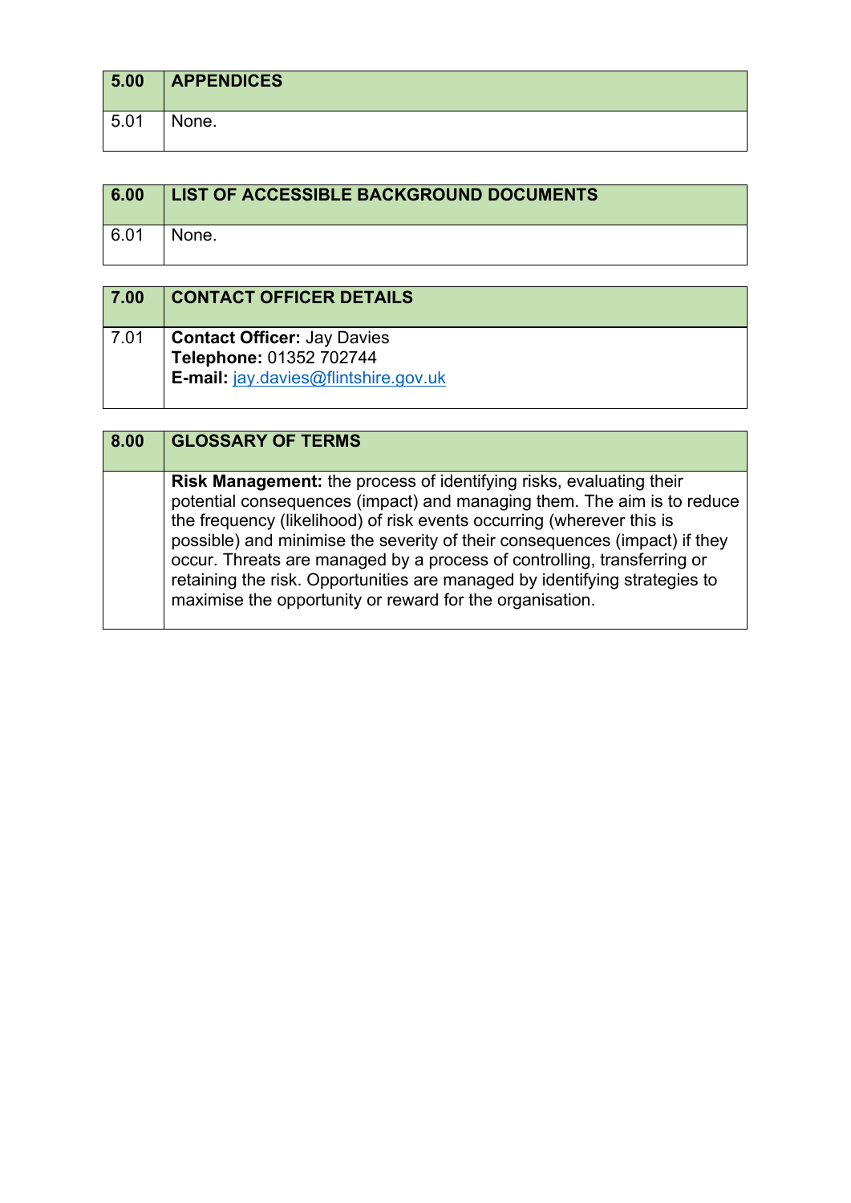| 5.00 | APPENDICES |
|---|---|
| 5.01 | None. |

| 6.00 | LIST OF ACCESSIBLE BACKGROUND DOCUMENTS |
|---|---|
| 6.01 | None. |

| 7.00 | CONTACT OFFICER DETAILS |
|---|---|
| 7.01 | **Contact Officer:** Jay Davies<br>**Telephone:** 01352 702744<br>**E-mail:** jay.davies@flintshire.gov.uk |

| 8.00 | GLOSSARY OF TERMS |
|---|---|
| | **Risk Management:** the process of identifying risks, evaluating their potential consequences (impact) and managing them. The aim is to reduce the frequency (likelihood) of risk events occurring (wherever this is possible) and minimise the severity of their consequences (impact) if they occur. Threats are managed by a process of controlling, transferring or retaining the risk. Opportunities are managed by identifying strategies to maximise the opportunity or reward for the organisation. |